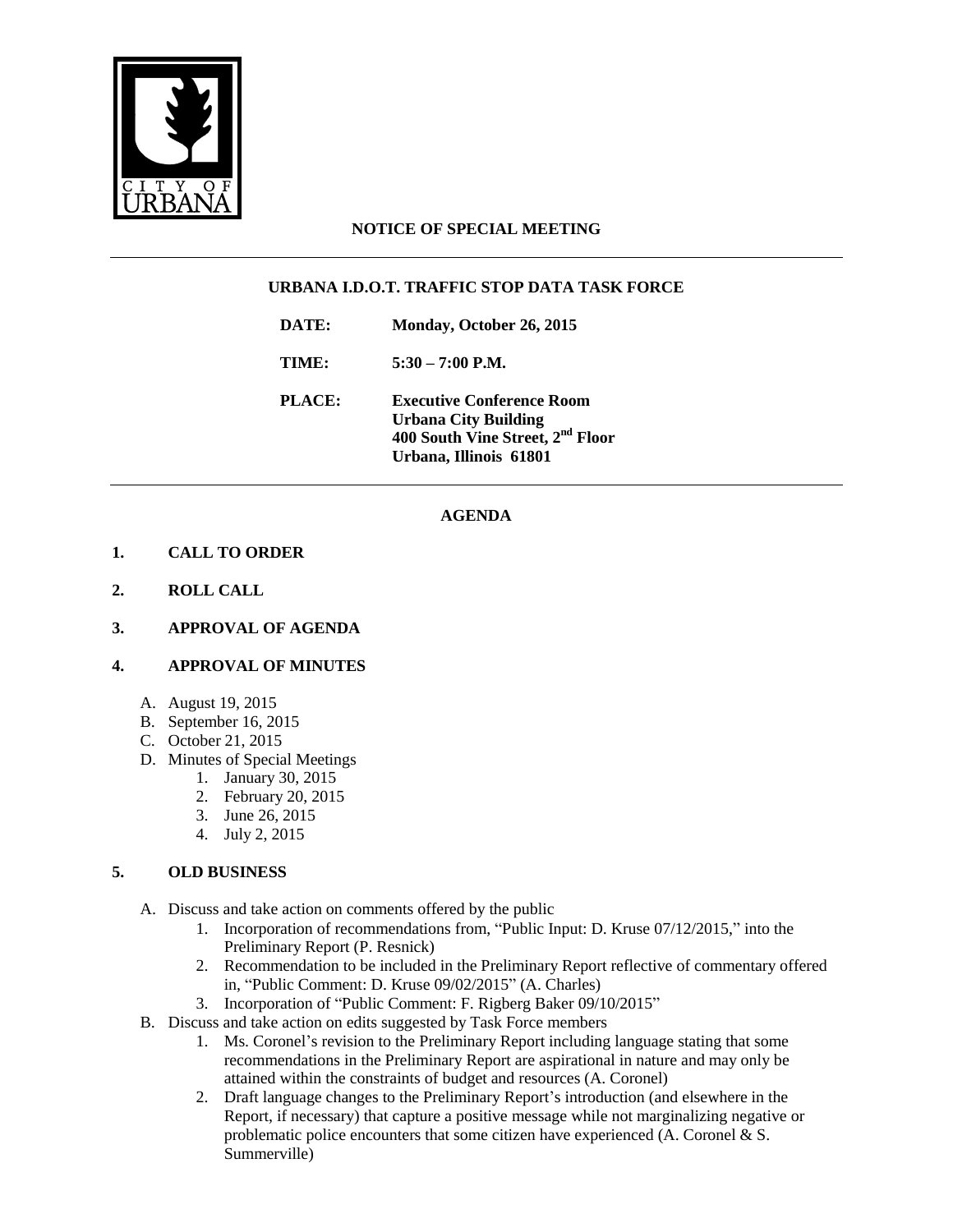CITY OF URBANA

# NOTICE OF SPECIAL MEETING

## URBANA I.D.O.T. TRAFFIC STOP DATA TASK FORCE

**DATE:** Monday, October 26, 2015

**TIME:** 5:30 – 7:00 P.M.

**PLACE:** Executive Conference Room
Urbana City Building
400 South Vine Street, 2nd Floor
Urbana, Illinois 61801

## AGENDA

**1. CALL TO ORDER**

**2. ROLL CALL**

**3. APPROVAL OF AGENDA**

**4. APPROVAL OF MINUTES**

A. August 19, 2015
B. September 16, 2015
C. October 21, 2015
D. Minutes of Special Meetings
   1. January 30, 2015
   2. February 20, 2015
   3. June 26, 2015
   4. July 2, 2015

**5. OLD BUSINESS**

A. Discuss and take action on comments offered by the public
   1. Incorporation of recommendations from, "Public Input: D. Kruse 07/12/2015," into the Preliminary Report (P. Resnick)
   2. Recommendation to be included in the Preliminary Report reflective of commentary offered in, "Public Comment: D. Kruse 09/02/2015" (A. Charles)
   3. Incorporation of "Public Comment: F. Rigberg Baker 09/10/2015"

B. Discuss and take action on edits suggested by Task Force members
   1. Ms. Coronel's revision to the Preliminary Report including language stating that some recommendations in the Preliminary Report are aspirational in nature and may only be attained within the constraints of budget and resources (A. Coronel)
   2. Draft language changes to the Preliminary Report's introduction (and elsewhere in the Report, if necessary) that capture a positive message while not marginalizing negative or problematic police encounters that some citizen have experienced (A. Coronel & S. Summerville)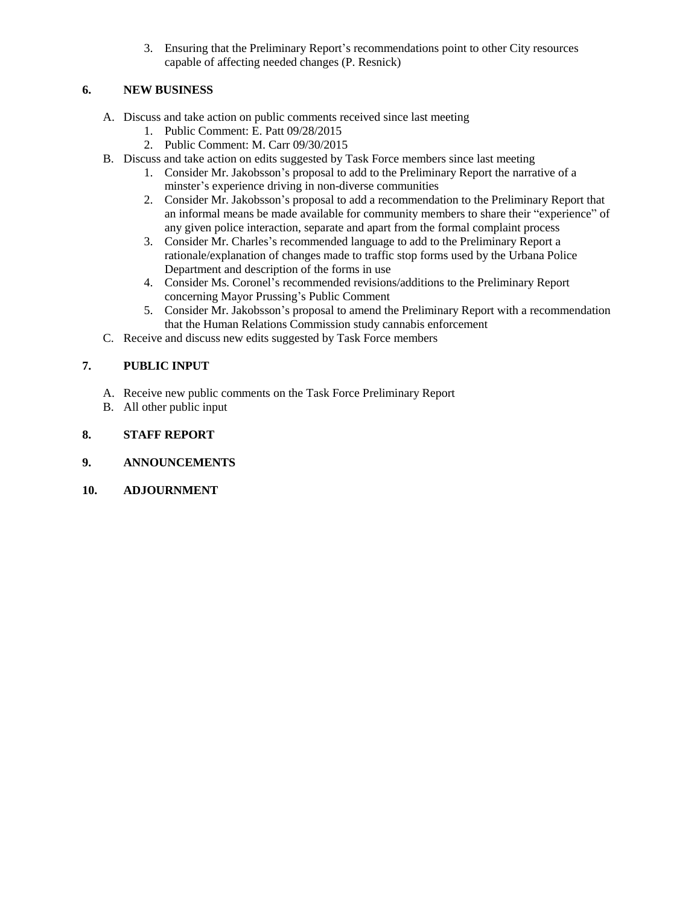3. Ensuring that the Preliminary Report's recommendations point to other City resources capable of affecting needed changes (P. Resnick)

## 6. NEW BUSINESS

A. Discuss and take action on public comments received since last meeting
   1. Public Comment: E. Patt 09/28/2015
   2. Public Comment: M. Carr 09/30/2015

B. Discuss and take action on edits suggested by Task Force members since last meeting
   1. Consider Mr. Jakobsson's proposal to add to the Preliminary Report the narrative of a minster's experience driving in non-diverse communities
   2. Consider Mr. Jakobsson's proposal to add a recommendation to the Preliminary Report that an informal means be made available for community members to share their "experience" of any given police interaction, separate and apart from the formal complaint process
   3. Consider Mr. Charles's recommended language to add to the Preliminary Report a rationale/explanation of changes made to traffic stop forms used by the Urbana Police Department and description of the forms in use
   4. Consider Ms. Coronel's recommended revisions/additions to the Preliminary Report concerning Mayor Prussing's Public Comment
   5. Consider Mr. Jakobsson's proposal to amend the Preliminary Report with a recommendation that the Human Relations Commission study cannabis enforcement

C. Receive and discuss new edits suggested by Task Force members

## 7. PUBLIC INPUT

A. Receive new public comments on the Task Force Preliminary Report

B. All other public input

## 8. STAFF REPORT

## 9. ANNOUNCEMENTS

## 10. ADJOURNMENT